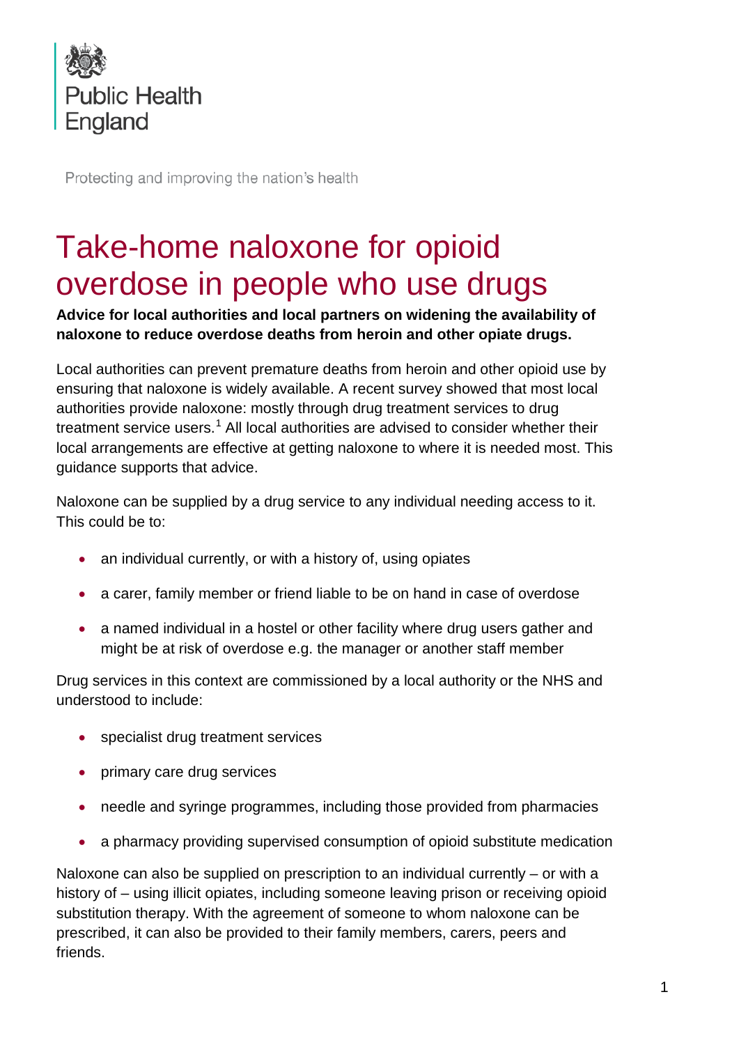Public Health England

Protecting and improving the nation's health

# Take-home naloxone for opioid overdose in people who use drugs

**Advice for local authorities and local partners on widening the availability of naloxone to reduce overdose deaths from heroin and other opiate drugs.**

Local authorities can prevent premature deaths from heroin and other opioid use by ensuring that naloxone is widely available. A recent survey showed that most local authorities provide naloxone: mostly through drug treatment services to drug treatment service users.[1] All local authorities are advised to consider whether their local arrangements are effective at getting naloxone to where it is needed most. This guidance supports that advice.

Naloxone can be supplied by a drug service to any individual needing access to it. This could be to:

- an individual currently, or with a history of, using opiates
- a carer, family member or friend liable to be on hand in case of overdose
- a named individual in a hostel or other facility where drug users gather and might be at risk of overdose e.g. the manager or another staff member

Drug services in this context are commissioned by a local authority or the NHS and understood to include:

- specialist drug treatment services
- primary care drug services
- needle and syringe programmes, including those provided from pharmacies
- a pharmacy providing supervised consumption of opioid substitute medication

Naloxone can also be supplied on prescription to an individual currently – or with a history of – using illicit opiates, including someone leaving prison or receiving opioid substitution therapy. With the agreement of someone to whom naloxone can be prescribed, it can also be provided to their family members, carers, peers and friends.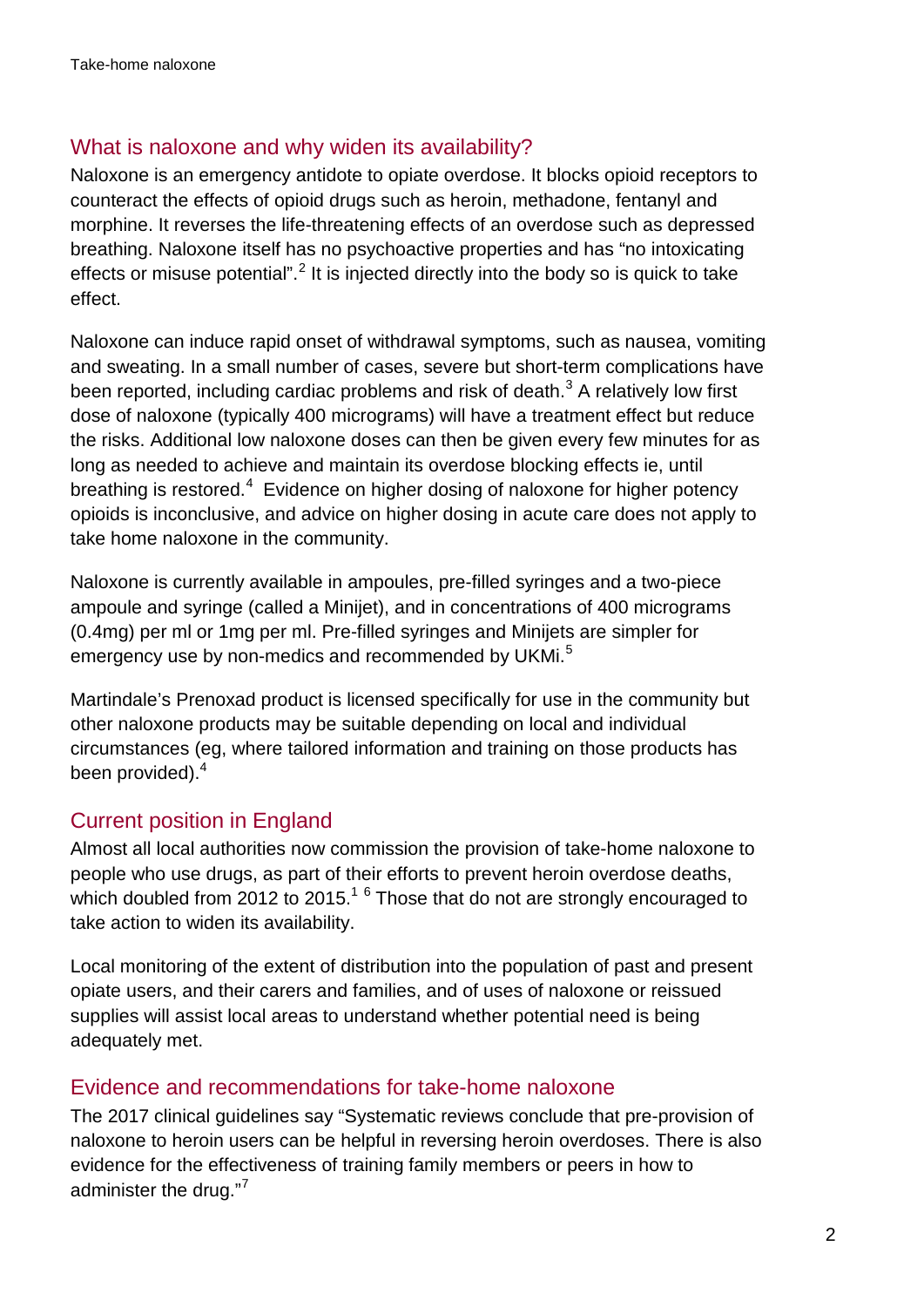## What is naloxone and why widen its availability?

Naloxone is an emergency antidote to opiate overdose. It blocks opioid receptors to counteract the effects of opioid drugs such as heroin, methadone, fentanyl and morphine. It reverses the life-threatening effects of an overdose such as depressed breathing. Naloxone itself has no psychoactive properties and has "no intoxicating effects or misuse potential".[2] It is injected directly into the body so is quick to take effect.

Naloxone can induce rapid onset of withdrawal symptoms, such as nausea, vomiting and sweating. In a small number of cases, severe but short-term complications have been reported, including cardiac problems and risk of death.[3] A relatively low first dose of naloxone (typically 400 micrograms) will have a treatment effect but reduce the risks. Additional low naloxone doses can then be given every few minutes for as long as needed to achieve and maintain its overdose blocking effects ie, until breathing is restored.[4] Evidence on higher dosing of naloxone for higher potency opioids is inconclusive, and advice on higher dosing in acute care does not apply to take home naloxone in the community.

Naloxone is currently available in ampoules, pre-filled syringes and a two-piece ampoule and syringe (called a Minijet), and in concentrations of 400 micrograms (0.4mg) per ml or 1mg per ml. Pre-filled syringes and Minijets are simpler for emergency use by non-medics and recommended by UKMi.[5]

Martindale's Prenoxad product is licensed specifically for use in the community but other naloxone products may be suitable depending on local and individual circumstances (eg, where tailored information and training on those products has been provided).[4]

## Current position in England

Almost all local authorities now commission the provision of take-home naloxone to people who use drugs, as part of their efforts to prevent heroin overdose deaths, which doubled from 2012 to 2015.[1] [6] Those that do not are strongly encouraged to take action to widen its availability.

Local monitoring of the extent of distribution into the population of past and present opiate users, and their carers and families, and of uses of naloxone or reissued supplies will assist local areas to understand whether potential need is being adequately met.

## Evidence and recommendations for take-home naloxone

The 2017 clinical guidelines say "Systematic reviews conclude that pre-provision of naloxone to heroin users can be helpful in reversing heroin overdoses. There is also evidence for the effectiveness of training family members or peers in how to administer the drug."[7]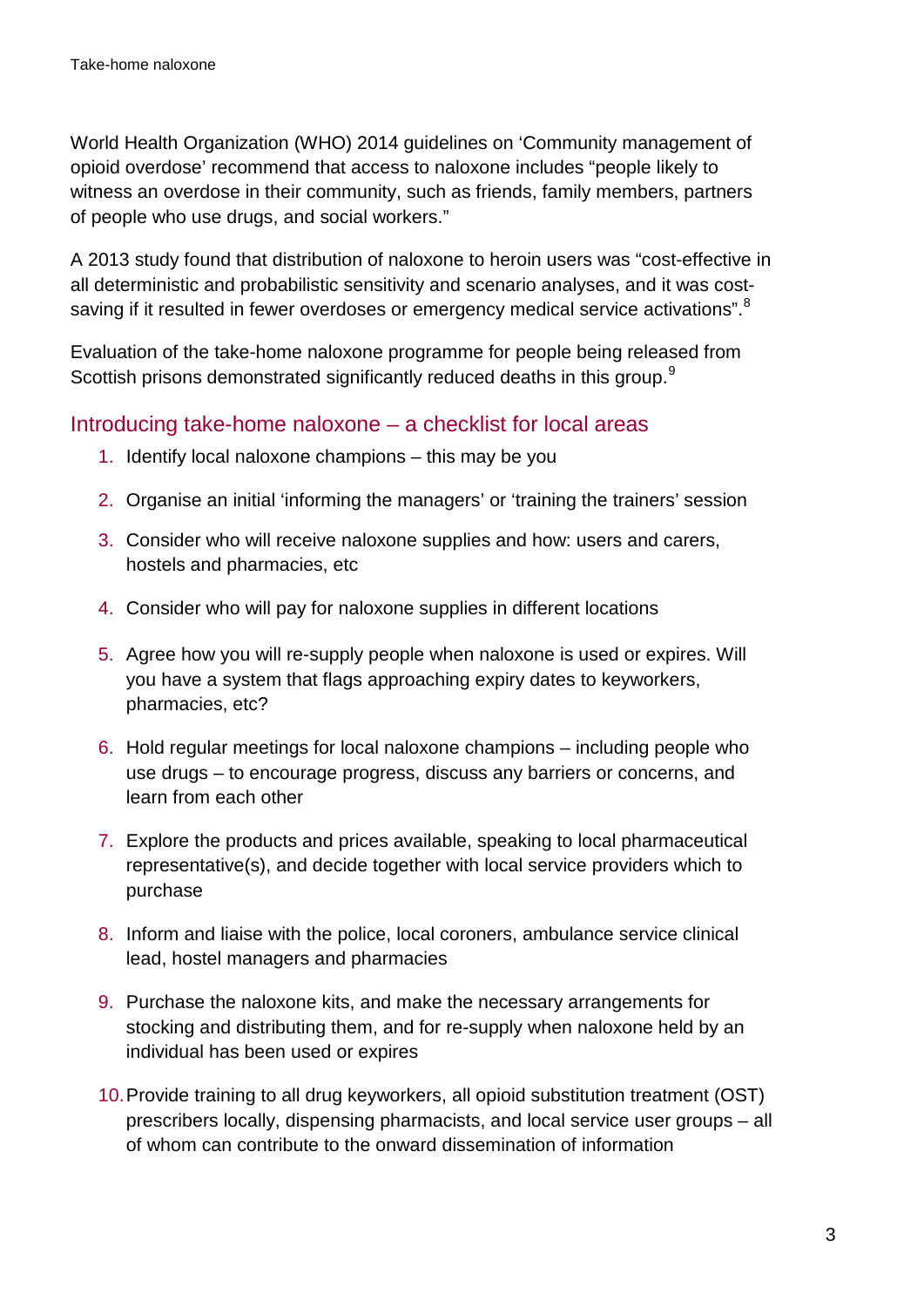World Health Organization (WHO) 2014 guidelines on 'Community management of opioid overdose' recommend that access to naloxone includes "people likely to witness an overdose in their community, such as friends, family members, partners of people who use drugs, and social workers."

A 2013 study found that distribution of naloxone to heroin users was "cost-effective in all deterministic and probabilistic sensitivity and scenario analyses, and it was cost-saving if it resulted in fewer overdoses or emergency medical service activations".[8]

Evaluation of the take-home naloxone programme for people being released from Scottish prisons demonstrated significantly reduced deaths in this group.[9]

## Introducing take-home naloxone – a checklist for local areas

1. Identify local naloxone champions – this may be you
2. Organise an initial 'informing the managers' or 'training the trainers' session
3. Consider who will receive naloxone supplies and how: users and carers, hostels and pharmacies, etc
4. Consider who will pay for naloxone supplies in different locations
5. Agree how you will re-supply people when naloxone is used or expires. Will you have a system that flags approaching expiry dates to keyworkers, pharmacies, etc?
6. Hold regular meetings for local naloxone champions – including people who use drugs – to encourage progress, discuss any barriers or concerns, and learn from each other
7. Explore the products and prices available, speaking to local pharmaceutical representative(s), and decide together with local service providers which to purchase
8. Inform and liaise with the police, local coroners, ambulance service clinical lead, hostel managers and pharmacies
9. Purchase the naloxone kits, and make the necessary arrangements for stocking and distributing them, and for re-supply when naloxone held by an individual has been used or expires
10. Provide training to all drug keyworkers, all opioid substitution treatment (OST) prescribers locally, dispensing pharmacists, and local service user groups – all of whom can contribute to the onward dissemination of information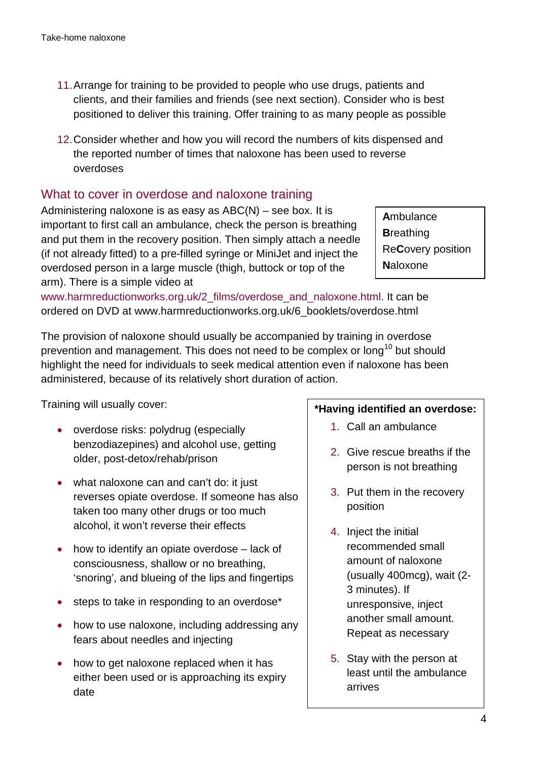11. Arrange for training to be provided to people who use drugs, patients and clients, and their families and friends (see next section). Consider who is best positioned to deliver this training. Offer training to as many people as possible

12. Consider whether and how you will record the numbers of kits dispensed and the reported number of times that naloxone has been used to reverse overdoses

## What to cover in overdose and naloxone training

Administering naloxone is as easy as ABC(N) – see box. It is important to first call an ambulance, check the person is breathing and put them in the recovery position. Then simply attach a needle (if not already fitted) to a pre-filled syringe or MiniJet and inject the overdosed person in a large muscle (thigh, buttock or top of the arm). There is a simple video at www.harmreductionworks.org.uk/2_films/overdose_and_naloxone.html. It can be ordered on DVD at www.harmreductionworks.org.uk/6_booklets/overdose.html

> **A**mbulance
> **B**reathing
> Re**C**overy position
> **N**aloxone

The provision of naloxone should usually be accompanied by training in overdose prevention and management. This does not need to be complex or long[10] but should highlight the need for individuals to seek medical attention even if naloxone has been administered, because of its relatively short duration of action.

Training will usually cover:

- overdose risks: polydrug (especially benzodiazepines) and alcohol use, getting older, post-detox/rehab/prison
- what naloxone can and can't do: it just reverses opiate overdose. If someone has also taken too many other drugs or too much alcohol, it won't reverse their effects
- how to identify an opiate overdose – lack of consciousness, shallow or no breathing, 'snoring', and blueing of the lips and fingertips
- steps to take in responding to an overdose*
- how to use naloxone, including addressing any fears about needles and injecting
- how to get naloxone replaced when it has either been used or is approaching its expiry date

> **\*Having identified an overdose:**
>
> 1. Call an ambulance
> 2. Give rescue breaths if the person is not breathing
> 3. Put them in the recovery position
> 4. Inject the initial recommended small amount of naloxone (usually 400mcg), wait (2-3 minutes). If unresponsive, inject another small amount. Repeat as necessary
> 5. Stay with the person at least until the ambulance arrives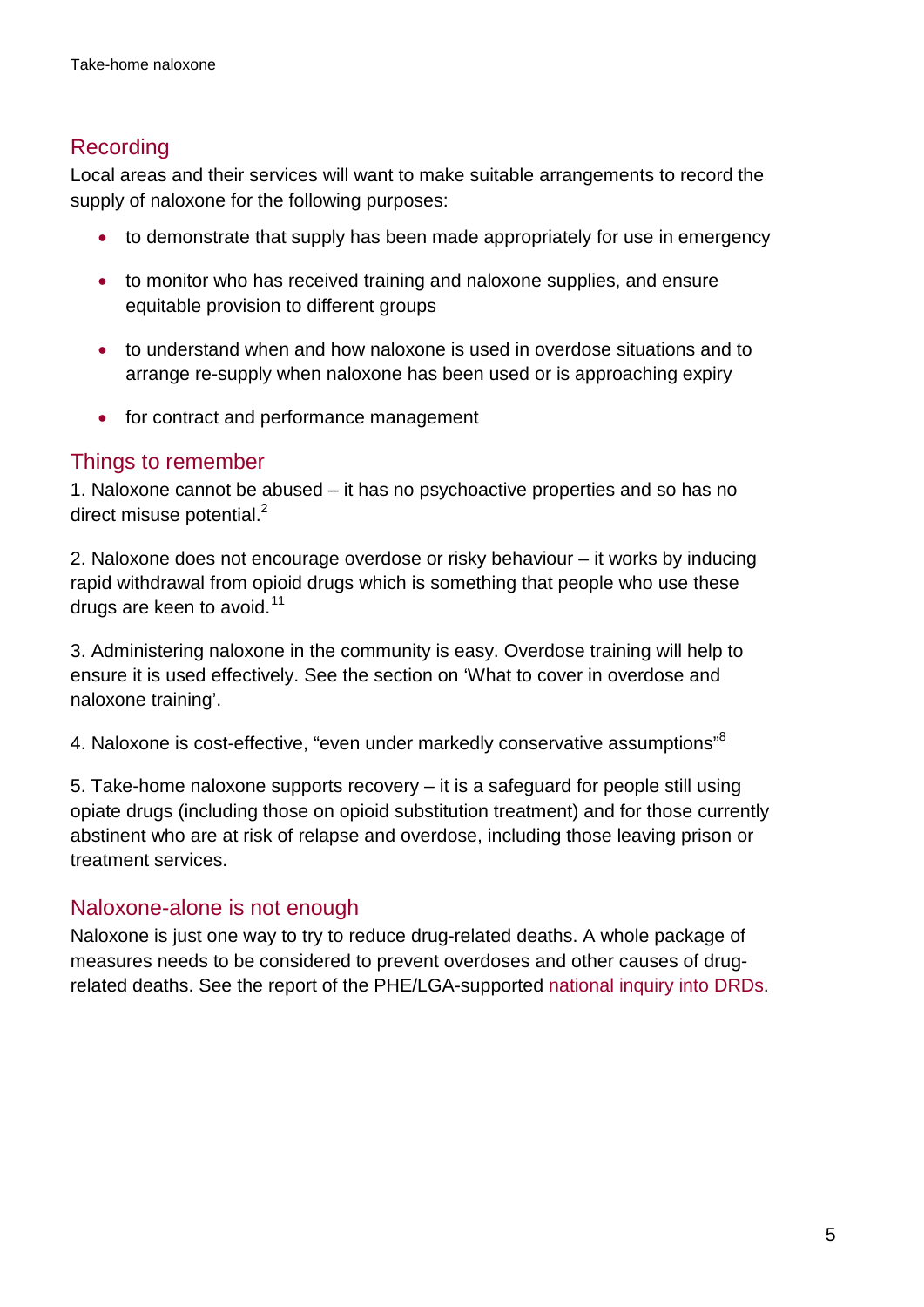## Recording

Local areas and their services will want to make suitable arrangements to record the supply of naloxone for the following purposes:

- to demonstrate that supply has been made appropriately for use in emergency
- to monitor who has received training and naloxone supplies, and ensure equitable provision to different groups
- to understand when and how naloxone is used in overdose situations and to arrange re-supply when naloxone has been used or is approaching expiry
- for contract and performance management

## Things to remember

1. Naloxone cannot be abused – it has no psychoactive properties and so has no direct misuse potential.[2]

2. Naloxone does not encourage overdose or risky behaviour – it works by inducing rapid withdrawal from opioid drugs which is something that people who use these drugs are keen to avoid.[11]

3. Administering naloxone in the community is easy. Overdose training will help to ensure it is used effectively. See the section on 'What to cover in overdose and naloxone training'.

4. Naloxone is cost-effective, "even under markedly conservative assumptions"[8]

5. Take-home naloxone supports recovery – it is a safeguard for people still using opiate drugs (including those on opioid substitution treatment) and for those currently abstinent who are at risk of relapse and overdose, including those leaving prison or treatment services.

## Naloxone-alone is not enough

Naloxone is just one way to try to reduce drug-related deaths. A whole package of measures needs to be considered to prevent overdoses and other causes of drug-related deaths. See the report of the PHE/LGA-supported national inquiry into DRDs.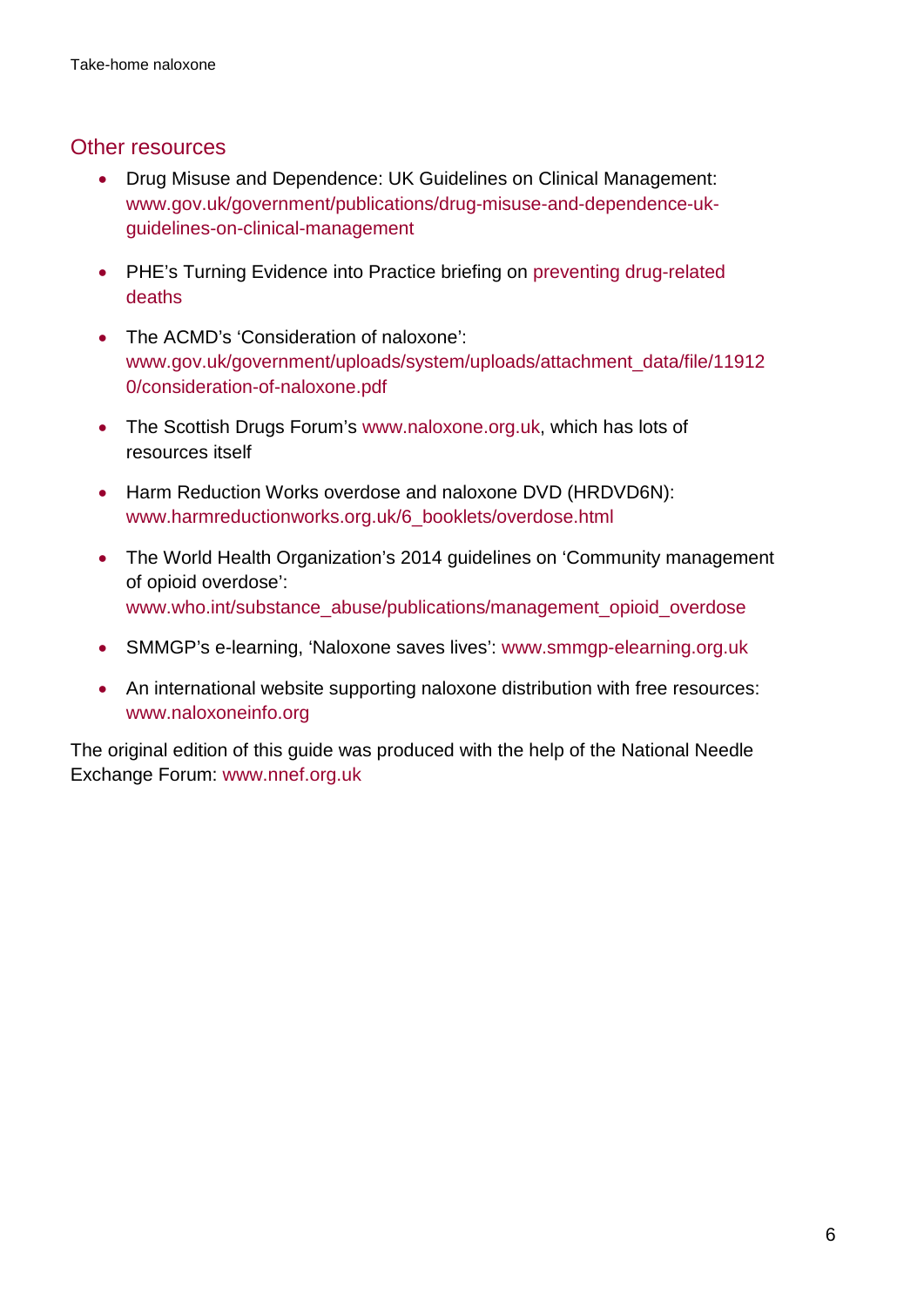## Other resources

- Drug Misuse and Dependence: UK Guidelines on Clinical Management: www.gov.uk/government/publications/drug-misuse-and-dependence-uk-guidelines-on-clinical-management
- PHE's Turning Evidence into Practice briefing on preventing drug-related deaths
- The ACMD's 'Consideration of naloxone': www.gov.uk/government/uploads/system/uploads/attachment_data/file/119120/consideration-of-naloxone.pdf
- The Scottish Drugs Forum's www.naloxone.org.uk, which has lots of resources itself
- Harm Reduction Works overdose and naloxone DVD (HRDVD6N): www.harmreductionworks.org.uk/6_booklets/overdose.html
- The World Health Organization's 2014 guidelines on 'Community management of opioid overdose': www.who.int/substance_abuse/publications/management_opioid_overdose
- SMMGP's e-learning, 'Naloxone saves lives': www.smmgp-elearning.org.uk
- An international website supporting naloxone distribution with free resources: www.naloxoneinfo.org

The original edition of this guide was produced with the help of the National Needle Exchange Forum: www.nnef.org.uk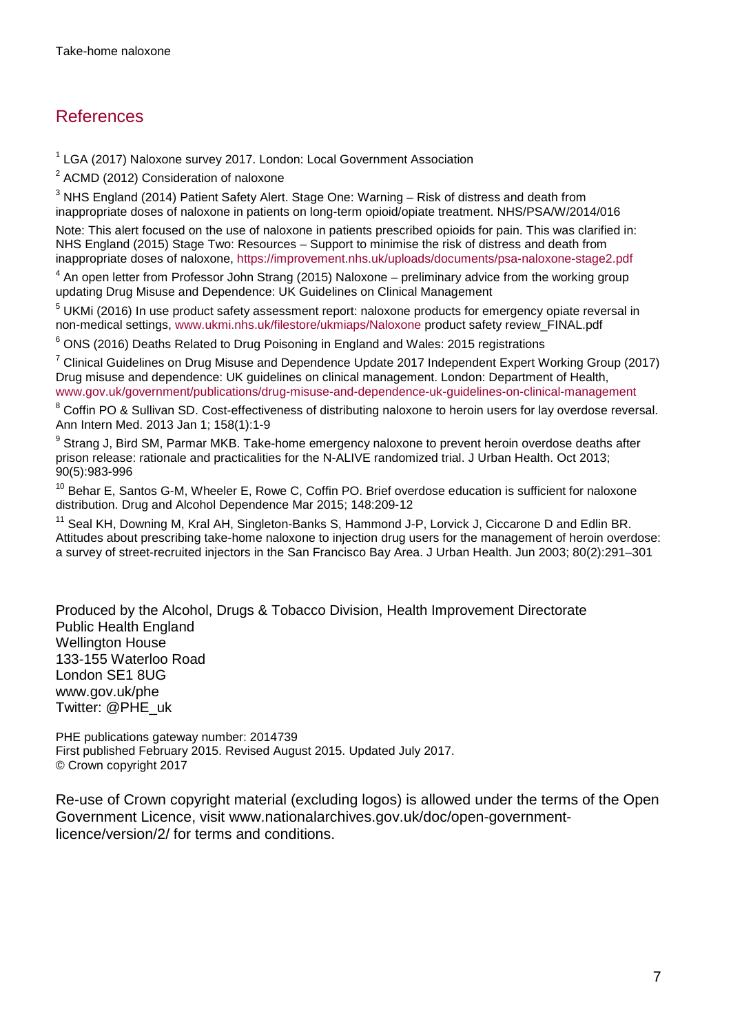## References

[1] LGA (2017) Naloxone survey 2017. London: Local Government Association

[2] ACMD (2012) Consideration of naloxone

[3] NHS England (2014) Patient Safety Alert. Stage One: Warning – Risk of distress and death from inappropriate doses of naloxone in patients on long-term opioid/opiate treatment. NHS/PSA/W/2014/016

Note: This alert focused on the use of naloxone in patients prescribed opioids for pain. This was clarified in: NHS England (2015) Stage Two: Resources – Support to minimise the risk of distress and death from inappropriate doses of naloxone, https://improvement.nhs.uk/uploads/documents/psa-naloxone-stage2.pdf

[4] An open letter from Professor John Strang (2015) Naloxone – preliminary advice from the working group updating Drug Misuse and Dependence: UK Guidelines on Clinical Management

[5] UKMi (2016) In use product safety assessment report: naloxone products for emergency opiate reversal in non-medical settings, www.ukmi.nhs.uk/filestore/ukmiaps/Naloxone product safety review_FINAL.pdf

[6] ONS (2016) Deaths Related to Drug Poisoning in England and Wales: 2015 registrations

[7] Clinical Guidelines on Drug Misuse and Dependence Update 2017 Independent Expert Working Group (2017) Drug misuse and dependence: UK guidelines on clinical management. London: Department of Health, www.gov.uk/government/publications/drug-misuse-and-dependence-uk-guidelines-on-clinical-management

[8] Coffin PO & Sullivan SD. Cost-effectiveness of distributing naloxone to heroin users for lay overdose reversal. Ann Intern Med. 2013 Jan 1; 158(1):1-9

[9] Strang J, Bird SM, Parmar MKB. Take-home emergency naloxone to prevent heroin overdose deaths after prison release: rationale and practicalities for the N-ALIVE randomized trial. J Urban Health. Oct 2013; 90(5):983-996

[10] Behar E, Santos G-M, Wheeler E, Rowe C, Coffin PO. Brief overdose education is sufficient for naloxone distribution. Drug and Alcohol Dependence Mar 2015; 148:209-12

[11] Seal KH, Downing M, Kral AH, Singleton-Banks S, Hammond J-P, Lorvick J, Ciccarone D and Edlin BR. Attitudes about prescribing take-home naloxone to injection drug users for the management of heroin overdose: a survey of street-recruited injectors in the San Francisco Bay Area. J Urban Health. Jun 2003; 80(2):291–301

Produced by the Alcohol, Drugs & Tobacco Division, Health Improvement Directorate
Public Health England
Wellington House
133-155 Waterloo Road
London SE1 8UG
www.gov.uk/phe
Twitter: @PHE_uk

PHE publications gateway number: 2014739
First published February 2015. Revised August 2015. Updated July 2017.
© Crown copyright 2017

Re-use of Crown copyright material (excluding logos) is allowed under the terms of the Open Government Licence, visit www.nationalarchives.gov.uk/doc/open-government-licence/version/2/ for terms and conditions.